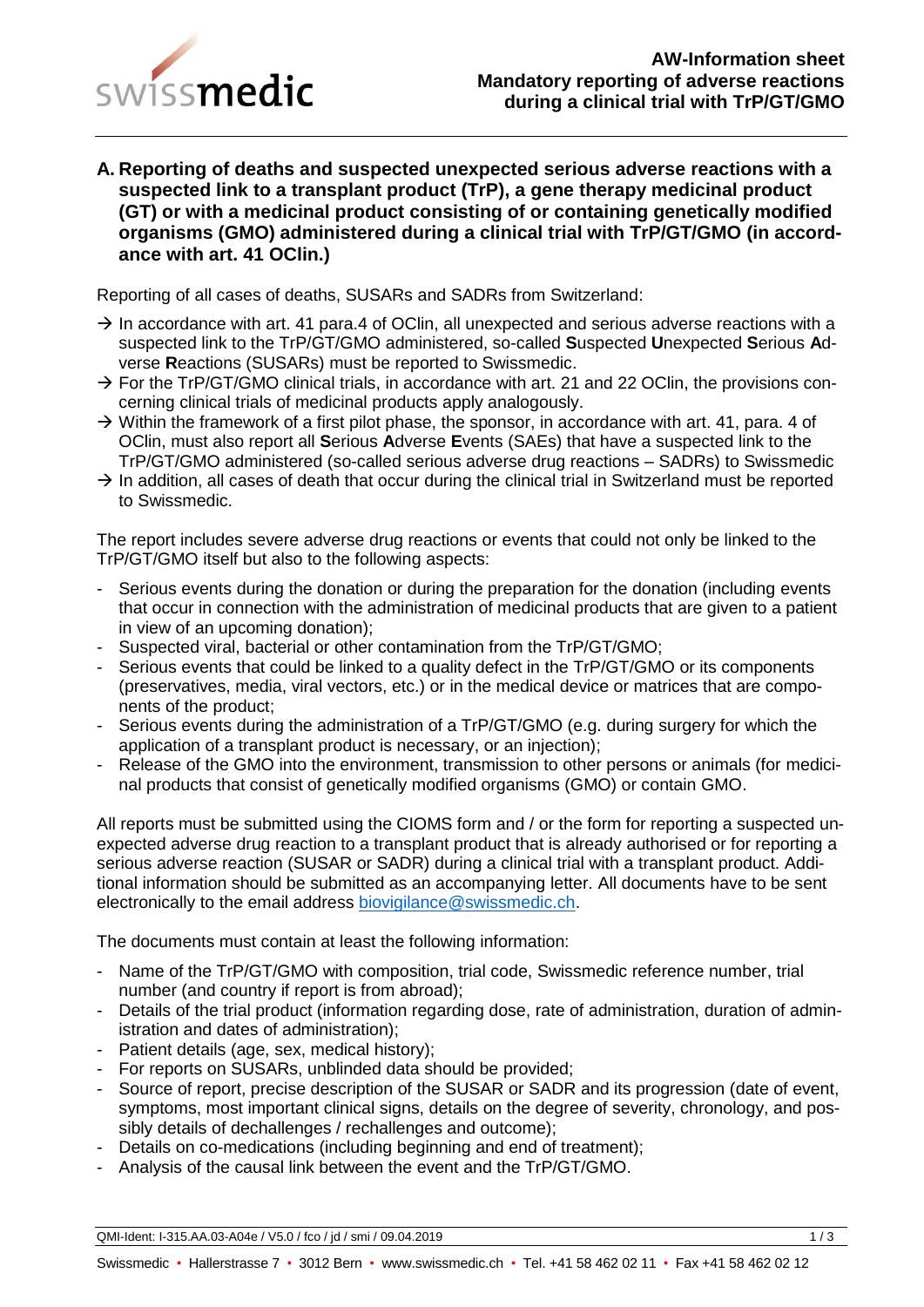# AW-Information sheet
# Mandatory reporting of adverse reactions during a clinical trial with TrP/GT/GMO

## A. Reporting of deaths and suspected unexpected serious adverse reactions with a suspected link to a transplant product (TrP), a gene therapy medicinal product (GT) or with a medicinal product consisting of or containing genetically modified organisms (GMO) administered during a clinical trial with TrP/GT/GMO (in accordance with art. 41 OClin.)

Reporting of all cases of deaths, SUSARs and SADRs from Switzerland:

- → In accordance with art. 41 para.4 of OClin, all unexpected and serious adverse reactions with a suspected link to the TrP/GT/GMO administered, so-called **S**uspected **U**nexpected **S**erious **A**dverse **R**eactions (SUSARs) must be reported to Swissmedic.
- → For the TrP/GT/GMO clinical trials, in accordance with art. 21 and 22 OClin, the provisions concerning clinical trials of medicinal products apply analogously.
- → Within the framework of a first pilot phase, the sponsor, in accordance with art. 41, para. 4 of OClin, must also report all **S**erious **A**dverse **E**vents (SAEs) that have a suspected link to the TrP/GT/GMO administered (so-called serious adverse drug reactions – SADRs) to Swissmedic
- → In addition, all cases of death that occur during the clinical trial in Switzerland must be reported to Swissmedic.

The report includes severe adverse drug reactions or events that could not only be linked to the TrP/GT/GMO itself but also to the following aspects:

- Serious events during the donation or during the preparation for the donation (including events that occur in connection with the administration of medicinal products that are given to a patient in view of an upcoming donation);
- Suspected viral, bacterial or other contamination from the TrP/GT/GMO;
- Serious events that could be linked to a quality defect in the TrP/GT/GMO or its components (preservatives, media, viral vectors, etc.) or in the medical device or matrices that are components of the product;
- Serious events during the administration of a TrP/GT/GMO (e.g. during surgery for which the application of a transplant product is necessary, or an injection);
- Release of the GMO into the environment, transmission to other persons or animals (for medicinal products that consist of genetically modified organisms (GMO) or contain GMO.

All reports must be submitted using the CIOMS form and / or the form for reporting a suspected unexpected adverse drug reaction to a transplant product that is already authorised or for reporting a serious adverse reaction (SUSAR or SADR) during a clinical trial with a transplant product. Additional information should be submitted as an accompanying letter. All documents have to be sent electronically to the email address biovigilance@swissmedic.ch.

The documents must contain at least the following information:

- Name of the TrP/GT/GMO with composition, trial code, Swissmedic reference number, trial number (and country if report is from abroad);
- Details of the trial product (information regarding dose, rate of administration, duration of administration and dates of administration);
- Patient details (age, sex, medical history);
- For reports on SUSARs, unblinded data should be provided;
- Source of report, precise description of the SUSAR or SADR and its progression (date of event, symptoms, most important clinical signs, details on the degree of severity, chronology, and possibly details of dechallenges / rechallenges and outcome);
- Details on co-medications (including beginning and end of treatment);
- Analysis of the causal link between the event and the TrP/GT/GMO.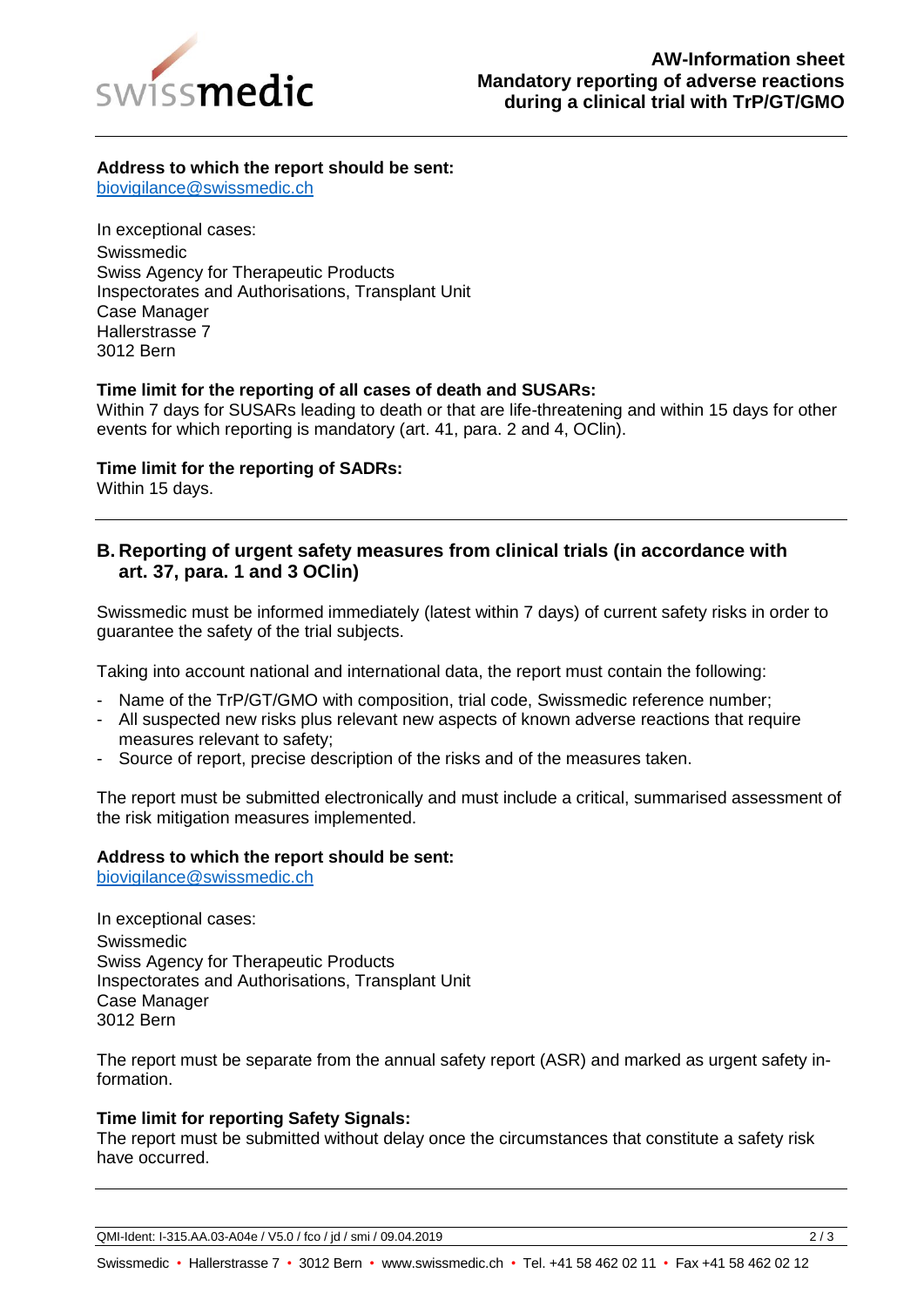**Address to which the report should be sent:**
biovigilance@swissmedic.ch

In exceptional cases:
Swissmedic
Swiss Agency for Therapeutic Products
Inspectorates and Authorisations, Transplant Unit
Case Manager
Hallerstrasse 7
3012 Bern

**Time limit for the reporting of all cases of death and SUSARs:**
Within 7 days for SUSARs leading to death or that are life-threatening and within 15 days for other events for which reporting is mandatory (art. 41, para. 2 and 4, OClin).

**Time limit for the reporting of SADRs:**
Within 15 days.

---

## B. Reporting of urgent safety measures from clinical trials (in accordance with art. 37, para. 1 and 3 OClin)

Swissmedic must be informed immediately (latest within 7 days) of current safety risks in order to guarantee the safety of the trial subjects.

Taking into account national and international data, the report must contain the following:

- Name of the TrP/GT/GMO with composition, trial code, Swissmedic reference number;
- All suspected new risks plus relevant new aspects of known adverse reactions that require measures relevant to safety;
- Source of report, precise description of the risks and of the measures taken.

The report must be submitted electronically and must include a critical, summarised assessment of the risk mitigation measures implemented.

**Address to which the report should be sent:**
biovigilance@swissmedic.ch

In exceptional cases:
Swissmedic
Swiss Agency for Therapeutic Products
Inspectorates and Authorisations, Transplant Unit
Case Manager
3012 Bern

The report must be separate from the annual safety report (ASR) and marked as urgent safety information.

**Time limit for reporting Safety Signals:**
The report must be submitted without delay once the circumstances that constitute a safety risk have occurred.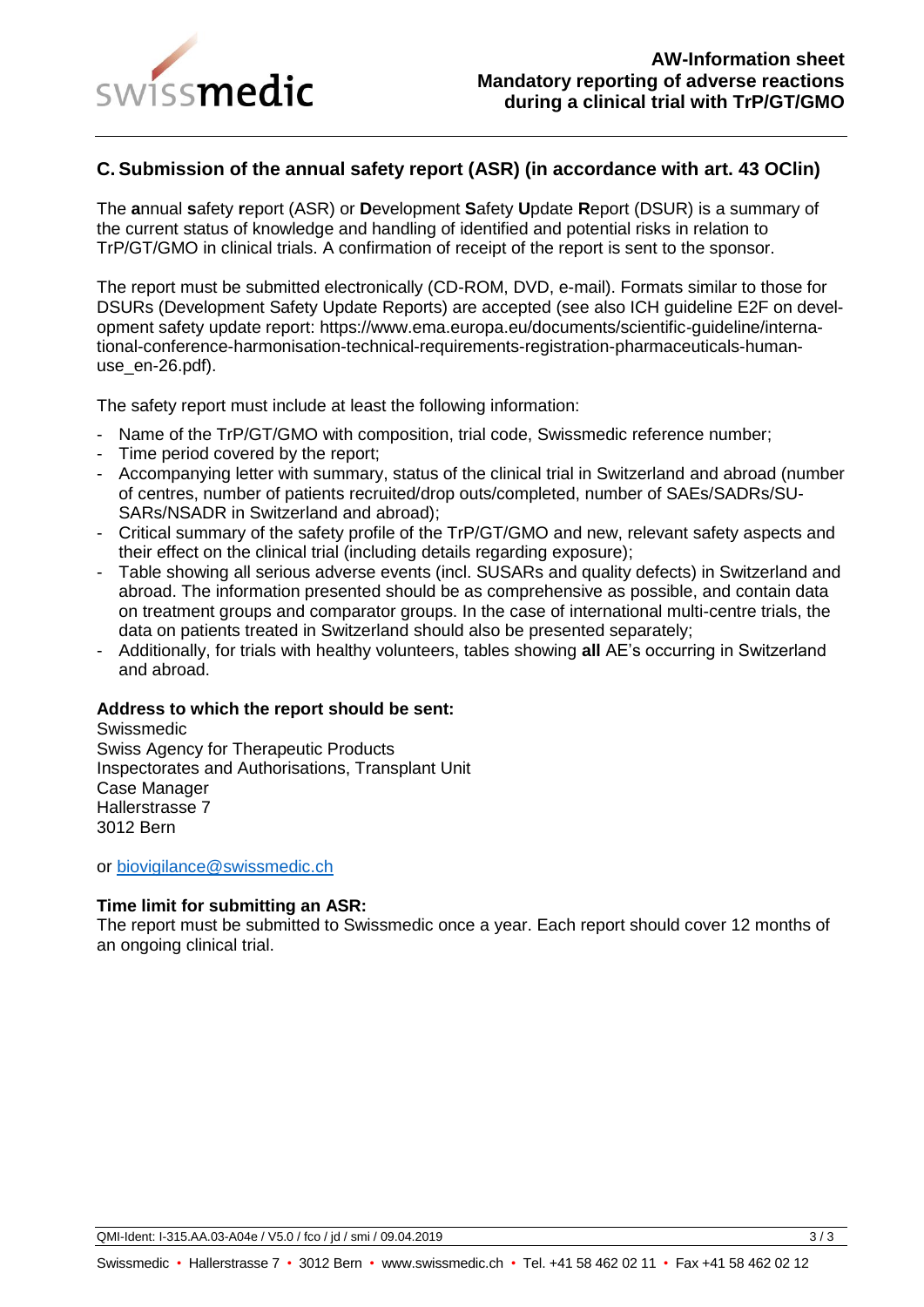## C. Submission of the annual safety report (ASR) (in accordance with art. 43 OClin)

The **a**nnual **s**afety **r**eport (ASR) or **D**evelopment **S**afety **U**pdate **R**eport (DSUR) is a summary of the current status of knowledge and handling of identified and potential risks in relation to TrP/GT/GMO in clinical trials. A confirmation of receipt of the report is sent to the sponsor.

The report must be submitted electronically (CD-ROM, DVD, e-mail). Formats similar to those for DSURs (Development Safety Update Reports) are accepted (see also ICH guideline E2F on development safety update report: https://www.ema.europa.eu/documents/scientific-guideline/international-conference-harmonisation-technical-requirements-registration-pharmaceuticals-human-use_en-26.pdf).

The safety report must include at least the following information:

- Name of the TrP/GT/GMO with composition, trial code, Swissmedic reference number;
- Time period covered by the report;
- Accompanying letter with summary, status of the clinical trial in Switzerland and abroad (number of centres, number of patients recruited/drop outs/completed, number of SAEs/SADRs/SUSARs/NSADR in Switzerland and abroad);
- Critical summary of the safety profile of the TrP/GT/GMO and new, relevant safety aspects and their effect on the clinical trial (including details regarding exposure);
- Table showing all serious adverse events (incl. SUSARs and quality defects) in Switzerland and abroad. The information presented should be as comprehensive as possible, and contain data on treatment groups and comparator groups. In the case of international multi-centre trials, the data on patients treated in Switzerland should also be presented separately;
- Additionally, for trials with healthy volunteers, tables showing **all** AE's occurring in Switzerland and abroad.

**Address to which the report should be sent:**
Swissmedic
Swiss Agency for Therapeutic Products
Inspectorates and Authorisations, Transplant Unit
Case Manager
Hallerstrasse 7
3012 Bern

or biovigilance@swissmedic.ch

**Time limit for submitting an ASR:**
The report must be submitted to Swissmedic once a year. Each report should cover 12 months of an ongoing clinical trial.